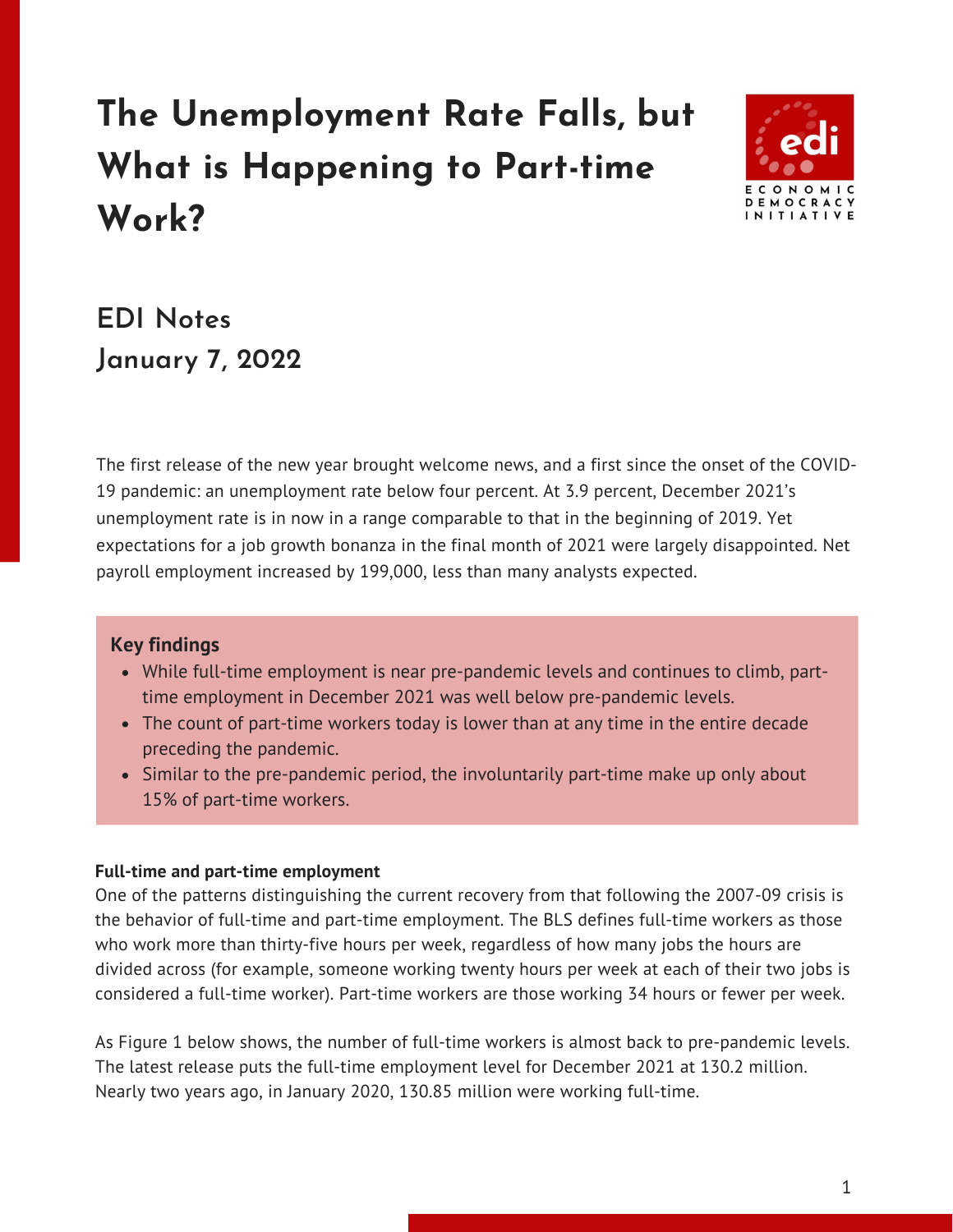# The Unemployment Rate Falls, but What is Happening to Part-time Work?

ECONOMIC DEMOCRACY INITIATIVE

## EDI Notes
## January 7, 2022

The first release of the new year brought welcome news, and a first since the onset of the COVID-19 pandemic: an unemployment rate below four percent. At 3.9 percent, December 2021's unemployment rate is in now in a range comparable to that in the beginning of 2019. Yet expectations for a job growth bonanza in the final month of 2021 were largely disappointed. Net payroll employment increased by 199,000, less than many analysts expected.

**Key findings**

- While full-time employment is near pre-pandemic levels and continues to climb, part-time employment in December 2021 was well below pre-pandemic levels.
- The count of part-time workers today is lower than at any time in the entire decade preceding the pandemic.
- Similar to the pre-pandemic period, the involuntarily part-time make up only about 15% of part-time workers.

**Full-time and part-time employment**

One of the patterns distinguishing the current recovery from that following the 2007-09 crisis is the behavior of full-time and part-time employment. The BLS defines full-time workers as those who work more than thirty-five hours per week, regardless of how many jobs the hours are divided across (for example, someone working twenty hours per week at each of their two jobs is considered a full-time worker). Part-time workers are those working 34 hours or fewer per week.

As Figure 1 below shows, the number of full-time workers is almost back to pre-pandemic levels. The latest release puts the full-time employment level for December 2021 at 130.2 million. Nearly two years ago, in January 2020, 130.85 million were working full-time.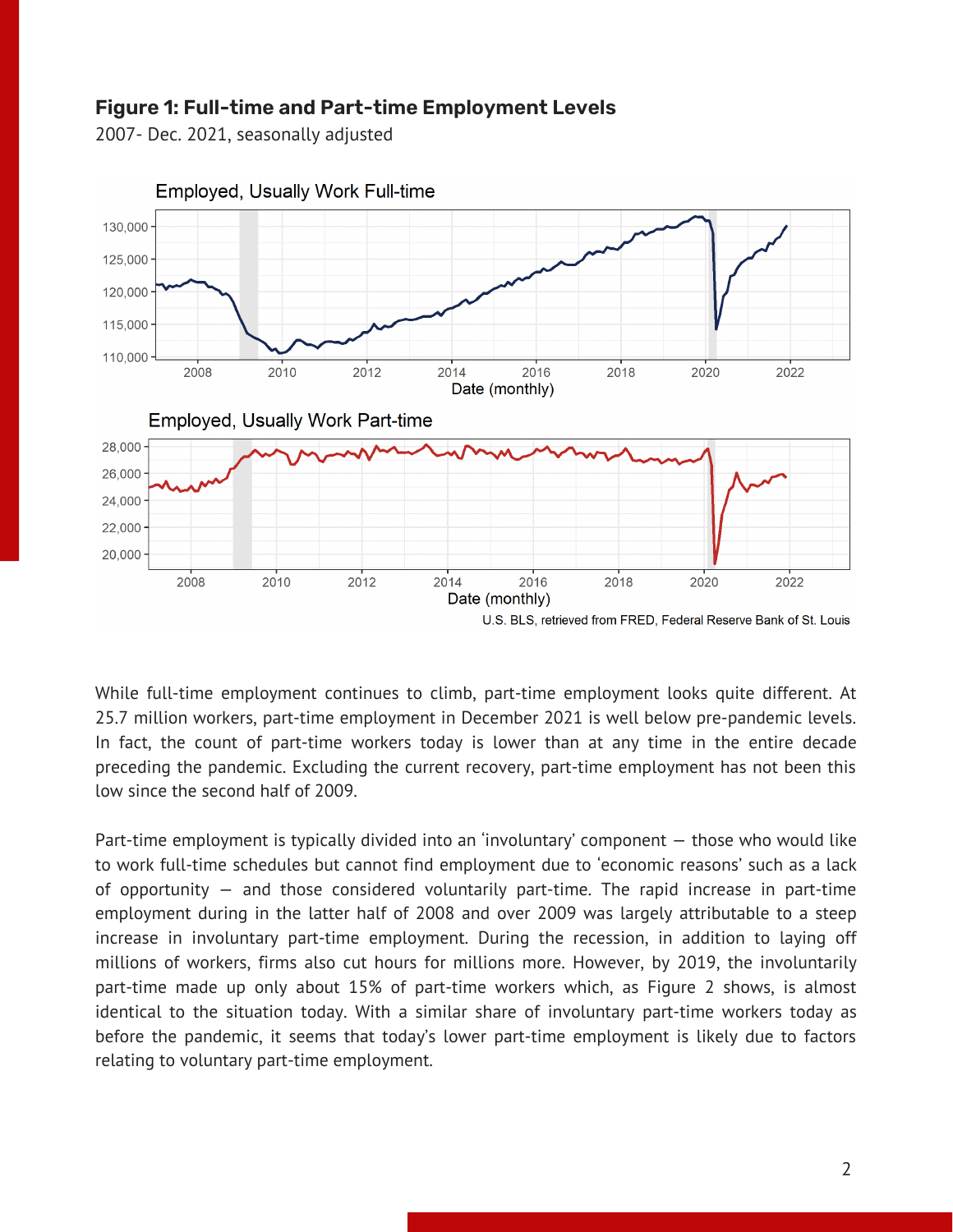**Figure 1: Full-time and Part-time Employment Levels**

2007- Dec. 2021, seasonally adjusted

Employed, Usually Work Full-time

130,000
125,000
120,000
115,000
110,000

2008 2010 2012 2014 2016 2018 2020 2022

Date (monthly)

Employed, Usually Work Part-time

28,000
26,000
24,000
22,000
20,000

2008 2010 2012 2014 2016 2018 2020 2022

Date (monthly)

U.S. BLS, retrieved from FRED, Federal Reserve Bank of St. Louis

While full-time employment continues to climb, part-time employment looks quite different. At 25.7 million workers, part-time employment in December 2021 is well below pre-pandemic levels. In fact, the count of part-time workers today is lower than at any time in the entire decade preceding the pandemic. Excluding the current recovery, part-time employment has not been this low since the second half of 2009.

Part-time employment is typically divided into an 'involuntary' component — those who would like to work full-time schedules but cannot find employment due to 'economic reasons' such as a lack of opportunity — and those considered voluntarily part-time. The rapid increase in part-time employment during in the latter half of 2008 and over 2009 was largely attributable to a steep increase in involuntary part-time employment. During the recession, in addition to laying off millions of workers, firms also cut hours for millions more. However, by 2019, the involuntarily part-time made up only about 15% of part-time workers which, as Figure 2 shows, is almost identical to the situation today. With a similar share of involuntary part-time workers today as before the pandemic, it seems that today's lower part-time employment is likely due to factors relating to voluntary part-time employment.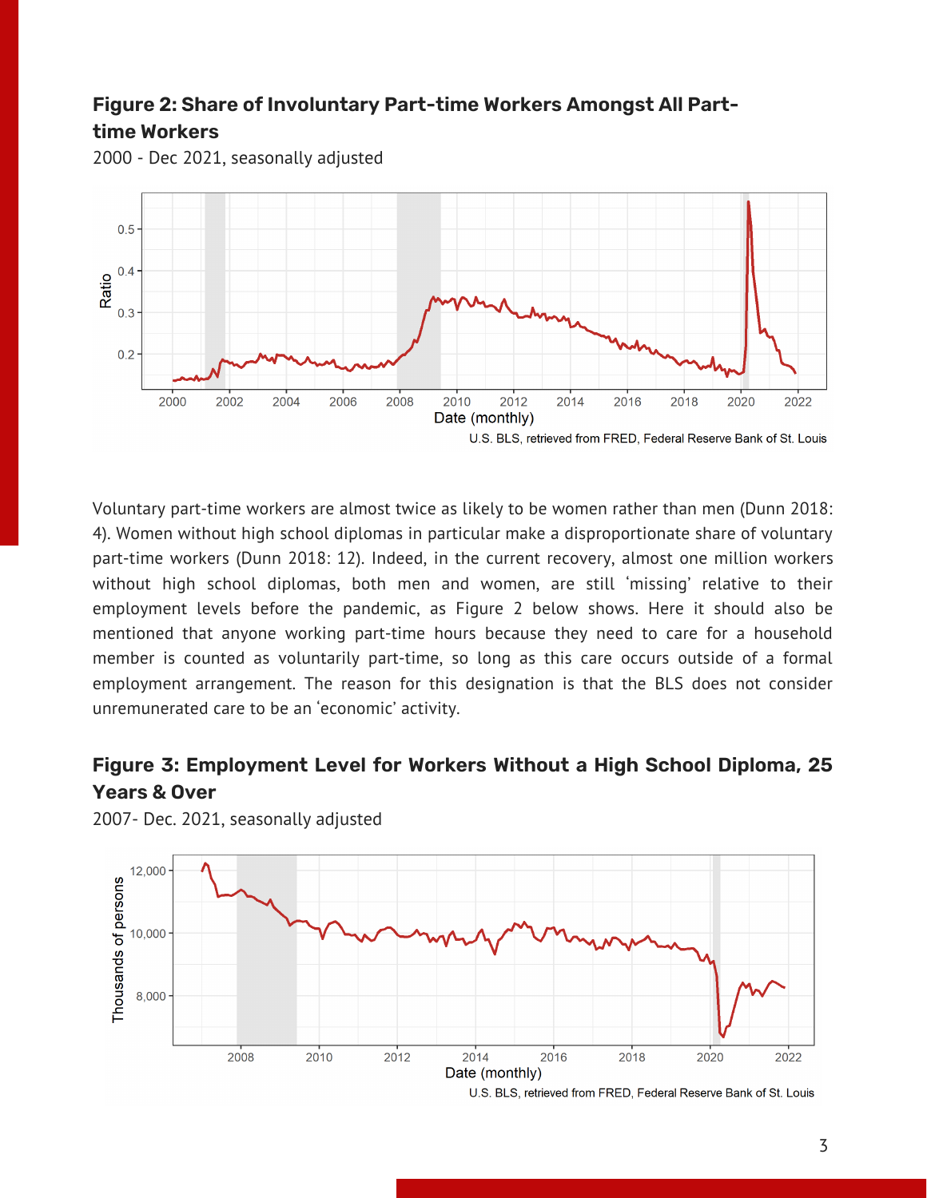### Figure 2: Share of Involuntary Part-time Workers Amongst All Part-time Workers

2000 - Dec 2021, seasonally adjusted

Ratio
0.5
0.4
0.3
0.2
2000
2002
2004
2006
2008
2010
2012
2014
2016
2018
2020
2022
Date (monthly)
U.S. BLS, retrieved from FRED, Federal Reserve Bank of St. Louis

Voluntary part-time workers are almost twice as likely to be women rather than men (Dunn 2018: 4). Women without high school diplomas in particular make a disproportionate share of voluntary part-time workers (Dunn 2018: 12). Indeed, in the current recovery, almost one million workers without high school diplomas, both men and women, are still 'missing' relative to their employment levels before the pandemic, as Figure 2 below shows. Here it should also be mentioned that anyone working part-time hours because they need to care for a household member is counted as voluntarily part-time, so long as this care occurs outside of a formal employment arrangement. The reason for this designation is that the BLS does not consider unremunerated care to be an 'economic' activity.

### Figure 3: Employment Level for Workers Without a High School Diploma, 25 Years & Over

2007- Dec. 2021, seasonally adjusted

Thousands of persons
12,000
10,000
8,000
2008
2010
2012
2014
2016
2018
2020
2022
Date (monthly)
U.S. BLS, retrieved from FRED, Federal Reserve Bank of St. Louis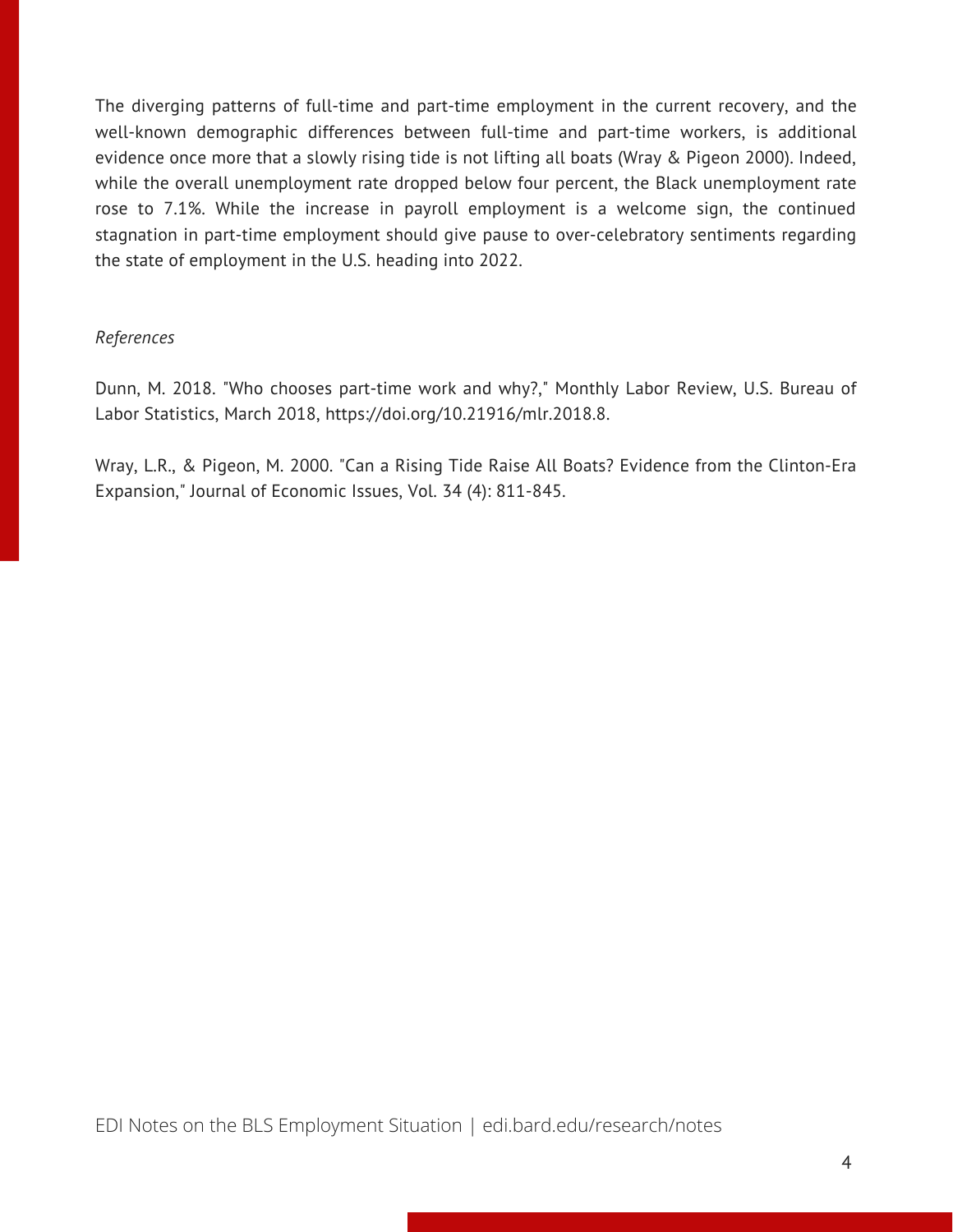The diverging patterns of full-time and part-time employment in the current recovery, and the well-known demographic differences between full-time and part-time workers, is additional evidence once more that a slowly rising tide is not lifting all boats (Wray & Pigeon 2000). Indeed, while the overall unemployment rate dropped below four percent, the Black unemployment rate rose to 7.1%. While the increase in payroll employment is a welcome sign, the continued stagnation in part-time employment should give pause to over-celebratory sentiments regarding the state of employment in the U.S. heading into 2022.

*References*

Dunn, M. 2018. "Who chooses part-time work and why?," Monthly Labor Review, U.S. Bureau of Labor Statistics, March 2018, https://doi.org/10.21916/mlr.2018.8.

Wray, L.R., & Pigeon, M. 2000. "Can a Rising Tide Raise All Boats? Evidence from the Clinton-Era Expansion," Journal of Economic Issues, Vol. 34 (4): 811-845.